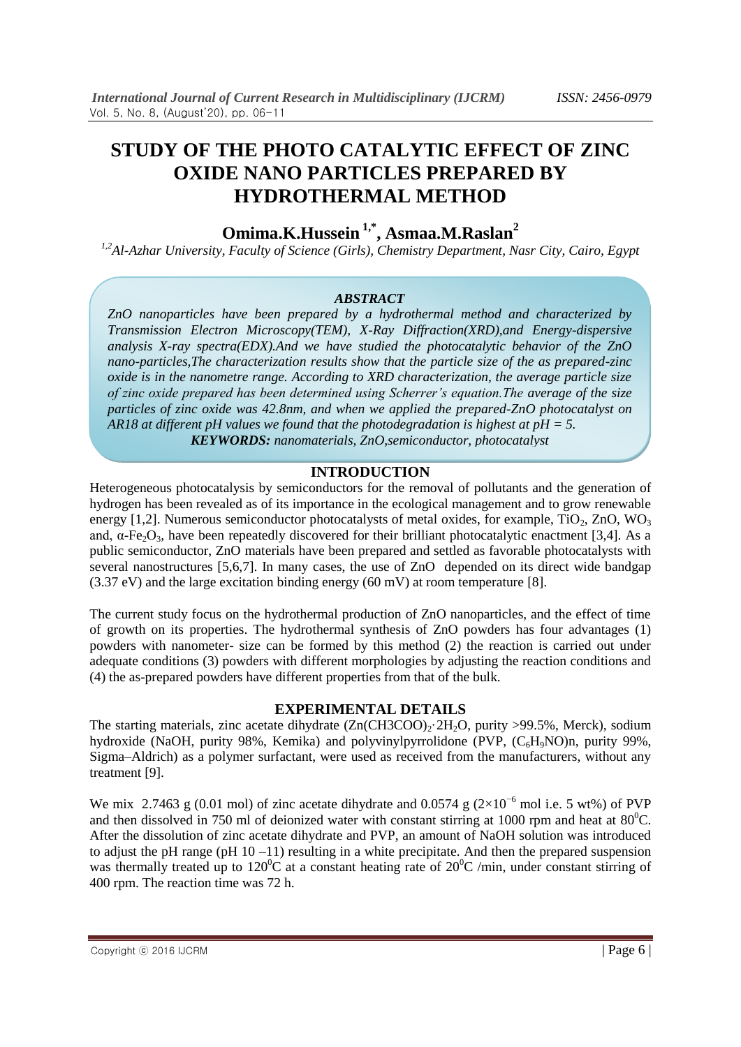# STUDY OF THE PHOTO CATALYTIC EFFECT OF ZINC OXIDE NANO PARTICLES PREPARED BY HYDROTHERMAL METHOD

**Omima.K.Hussein [1,*], Asmaa.M.Raslan [2]**

*[1,2]Al-Azhar University, Faculty of Science (Girls), Chemistry Department, Nasr City, Cairo, Egypt*

### *ABSTRACT*

*ZnO nanoparticles have been prepared by a hydrothermal method and characterized by Transmission Electron Microscopy(TEM), X-Ray Diffraction(XRD),and Energy-dispersive analysis X-ray spectra(EDX).And we have studied the photocatalytic behavior of the ZnO nano-particles,The characterization results show that the particle size of the as prepared-zinc oxide is in the nanometre range. According to XRD characterization, the average particle size of zinc oxide prepared has been determined using Scherrer's equation.The average of the size particles of zinc oxide was 42.8nm, and when we applied the prepared-ZnO photocatalyst on AR18 at different pH values we found that the photodegradation is highest at pH = 5.*

***KEYWORDS:** nanomaterials, ZnO,semiconductor, photocatalyst*

## INTRODUCTION

Heterogeneous photocatalysis by semiconductors for the removal of pollutants and the generation of hydrogen has been revealed as of its importance in the ecological management and to grow renewable energy [1,2]. Numerous semiconductor photocatalysts of metal oxides, for example, $TiO_2$, ZnO, $WO_3$ and, $\alpha$-$Fe_2O_3$, have been repeatedly discovered for their brilliant photocatalytic enactment [3,4]. As a public semiconductor, ZnO materials have been prepared and settled as favorable photocatalysts with several nanostructures [5,6,7]. In many cases, the use of ZnO depended on its direct wide bandgap (3.37 eV) and the large excitation binding energy (60 mV) at room temperature [8].

The current study focus on the hydrothermal production of ZnO nanoparticles, and the effect of time of growth on its properties. The hydrothermal synthesis of ZnO powders has four advantages (1) powders with nanometer- size can be formed by this method (2) the reaction is carried out under adequate conditions (3) powders with different morphologies by adjusting the reaction conditions and (4) the as-prepared powders have different properties from that of the bulk.

## EXPERIMENTAL DETAILS

The starting materials, zinc acetate dihydrate ($Zn(CH3COO)_2 \cdot 2H_2O$, purity >99.5%, Merck), sodium hydroxide (NaOH, purity 98%, Kemika) and polyvinylpyrrolidone (PVP, $(C_6H_9NO)n$, purity 99%, Sigma–Aldrich) as a polymer surfactant, were used as received from the manufacturers, without any treatment [9].

We mix 2.7463 g (0.01 mol) of zinc acetate dihydrate and 0.0574 g ($2\times10^{-6}$ mol i.e. 5 wt%) of PVP and then dissolved in 750 ml of deionized water with constant stirring at 1000 rpm and heat at $80^0$C. After the dissolution of zinc acetate dihydrate and PVP, an amount of NaOH solution was introduced to adjust the pH range (pH 10 –11) resulting in a white precipitate. And then the prepared suspension was thermally treated up to $120^0$C at a constant heating rate of $20^0$C /min, under constant stirring of 400 rpm. The reaction time was 72 h.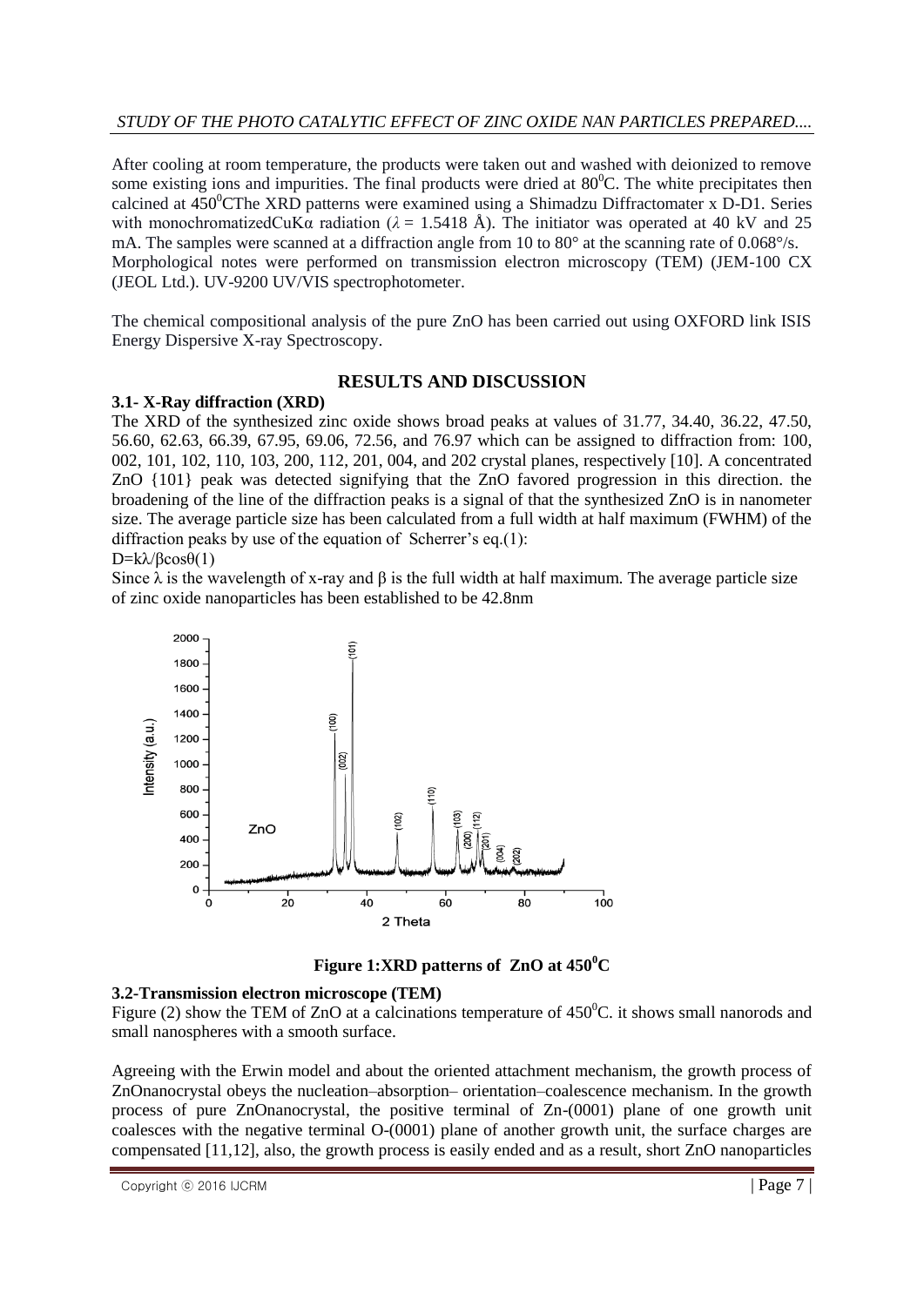After cooling at room temperature, the products were taken out and washed with deionized to remove some existing ions and impurities. The final products were dried at $80^0$C. The white precipitates then calcined at $450^0$CThe XRD patterns were examined using a Shimadzu Diffractomater x D-D1. Series with monochromatizedCuKα radiation ($\lambda$ = 1.5418 Å). The initiator was operated at 40 kV and 25 mA. The samples were scanned at a diffraction angle from 10 to 80° at the scanning rate of 0.068°/s. Morphological notes were performed on transmission electron microscopy (TEM) (JEM-100 CX (JEOL Ltd.). UV-9200 UV/VIS spectrophotometer.

The chemical compositional analysis of the pure ZnO has been carried out using OXFORD link ISIS Energy Dispersive X-ray Spectroscopy.

## RESULTS AND DISCUSSION

### 3.1- X-Ray diffraction (XRD)

The XRD of the synthesized zinc oxide shows broad peaks at values of 31.77, 34.40, 36.22, 47.50, 56.60, 62.63, 66.39, 67.95, 69.06, 72.56, and 76.97 which can be assigned to diffraction from: 100, 002, 101, 102, 110, 103, 200, 112, 201, 004, and 202 crystal planes, respectively [10]. A concentrated ZnO {101} peak was detected signifying that the ZnO favored progression in this direction. the broadening of the line of the diffraction peaks is a signal of that the synthesized ZnO is in nanometer size. The average particle size has been calculated from a full width at half maximum (FWHM) of the diffraction peaks by use of the equation of Scherrer's eq.(1):

$D=k\lambda/\beta\cos\theta$(1)

Since $\lambda$ is the wavelength of x-ray and $\beta$ is the full width at half maximum. The average particle size of zinc oxide nanoparticles has been established to be 42.8nm

**Figure 1:XRD patterns of ZnO at $450^0$C**

### 3.2-Transmission electron microscope (TEM)

Figure (2) show the TEM of ZnO at a calcinations temperature of $450^0$C. it shows small nanorods and small nanospheres with a smooth surface.

Agreeing with the Erwin model and about the oriented attachment mechanism, the growth process of ZnOnanocrystal obeys the nucleation–absorption– orientation–coalescence mechanism. In the growth process of pure ZnOnanocrystal, the positive terminal of Zn-(0001) plane of one growth unit coalesces with the negative terminal O-(0001) plane of another growth unit, the surface charges are compensated [11,12], also, the growth process is easily ended and as a result, short ZnO nanoparticles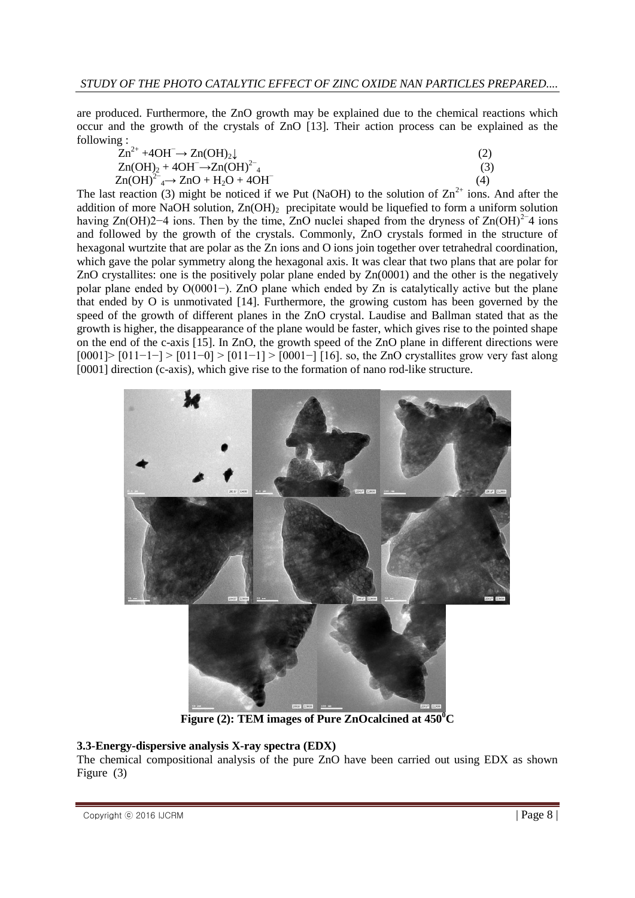are produced. Furthermore, the ZnO growth may be explained due to the chemical reactions which occur and the growth of the crystals of ZnO [13]. Their action process can be explained as the following :

$$Zn^{2+} + 4OH^{-} \rightarrow Zn(OH)_2\downarrow \quad (2)$$

$$Zn(OH)_2 + 4OH^{-} \rightarrow Zn(OH)^{2-}_4 \quad (3)$$

$$Zn(OH)^{2-}_4 \rightarrow ZnO + H_2O + 4OH^{-} \quad (4)$$

The last reaction (3) might be noticed if we Put (NaOH) to the solution of $Zn^{2+}$ ions. And after the addition of more NaOH solution, $Zn(OH)_2$ precipitate would be liquefied to form a uniform solution having Zn(OH)2−4 ions. Then by the time, ZnO nuclei shaped from the dryness of $Zn(OH)^{2-}4$ ions and followed by the growth of the crystals. Commonly, ZnO crystals formed in the structure of hexagonal wurtzite that are polar as the Zn ions and O ions join together over tetrahedral coordination, which gave the polar symmetry along the hexagonal axis. It was clear that two plans that are polar for ZnO crystallites: one is the positively polar plane ended by Zn(0001) and the other is the negatively polar plane ended by O(0001−). ZnO plane which ended by Zn is catalytically active but the plane that ended by O is unmotivated [14]. Furthermore, the growing custom has been governed by the speed of the growth of different planes in the ZnO crystal. Laudise and Ballman stated that as the growth is higher, the disappearance of the plane would be faster, which gives rise to the pointed shape on the end of the c-axis [15]. In ZnO, the growth speed of the ZnO plane in different directions were [0001]> [011−1−] > [011−0] > [011−1] > [0001−] [16]. so, the ZnO crystallites grow very fast along [0001] direction (c-axis), which give rise to the formation of nano rod-like structure.

**Figure (2): TEM images of Pure ZnOcalcined at 450$^0$C**

### 3.3-Energy-dispersive analysis X-ray spectra (EDX)

The chemical compositional analysis of the pure ZnO have been carried out using EDX as shown Figure (3)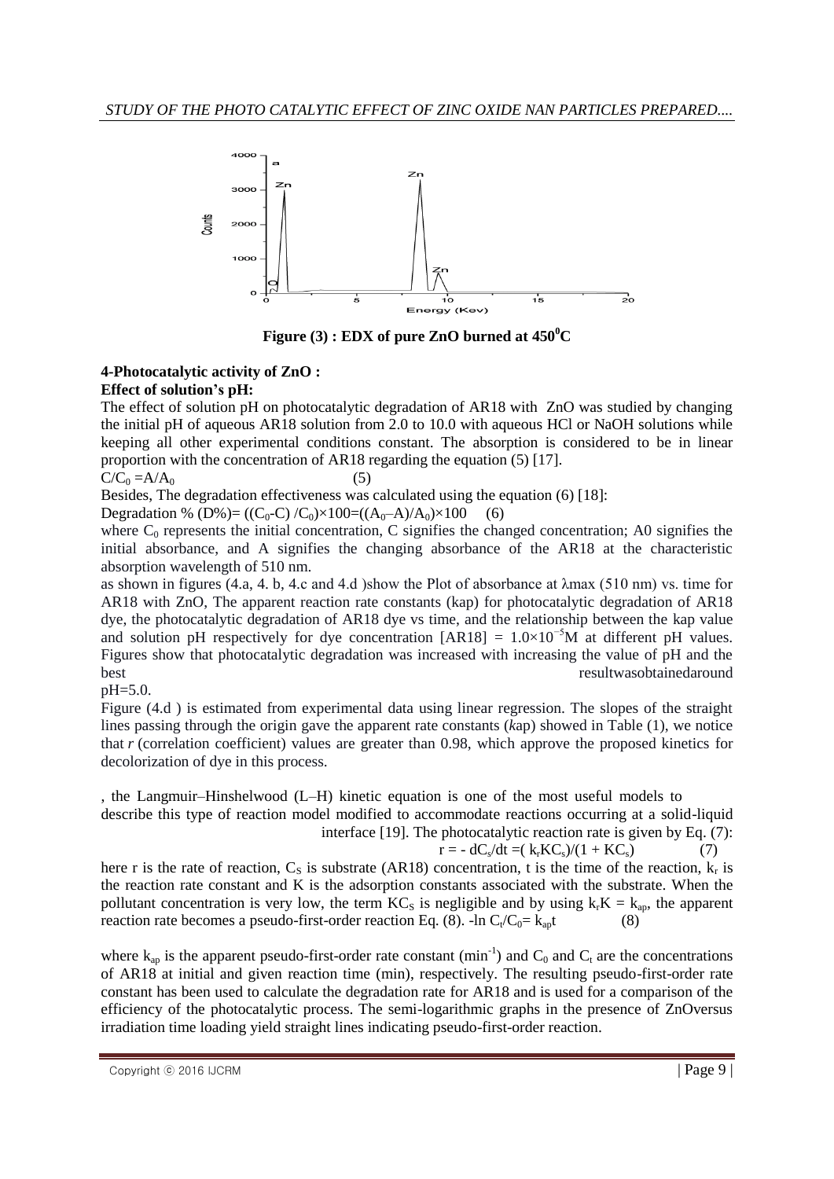Figure (3) : EDX of pure ZnO burned at $450^0C$

**4-Photocatalytic activity of ZnO :**

**Effect of solution's pH:**

The effect of solution pH on photocatalytic degradation of AR18 with ZnO was studied by changing the initial pH of aqueous AR18 solution from 2.0 to 10.0 with aqueous HCl or NaOH solutions while keeping all other experimental conditions constant. The absorption is considered to be in linear proportion with the concentration of AR18 regarding the equation (5) [17].

$$C/C_0 = A/A_0 \quad (5)$$

Besides, The degradation effectiveness was calculated using the equation (6) [18]:

$$\text{Degradation \% (D\%)} = ((C_0-C)/C_0)\times100 = ((A_0-A)/A_0)\times100 \quad (6)$$

where $C_0$ represents the initial concentration, C signifies the changed concentration; A0 signifies the initial absorbance, and A signifies the changing absorbance of the AR18 at the characteristic absorption wavelength of 510 nm.

as shown in figures (4.a, 4. b, 4.c and 4.d )show the Plot of absorbance at λmax (510 nm) vs. time for AR18 with ZnO, The apparent reaction rate constants (kap) for photocatalytic degradation of AR18 dye, the photocatalytic degradation of AR18 dye vs time, and the relationship between the kap value and solution pH respectively for dye concentration $[AR18] = 1.0\times10^{-5}$M at different pH values. Figures show that photocatalytic degradation was increased with increasing the value of pH and the best resultwasobtainedaround pH=5.0.

Figure (4.d ) is estimated from experimental data using linear regression. The slopes of the straight lines passing through the origin gave the apparent rate constants (*k*ap) showed in Table (1), we notice that *r* (correlation coefficient) values are greater than 0.98, which approve the proposed kinetics for decolorization of dye in this process.

, the Langmuir–Hinshelwood (L–H) kinetic equation is one of the most useful models to describe this type of reaction model modified to accommodate reactions occurring at a solid-liquid interface [19]. The photocatalytic reaction rate is given by Eq. (7):

$$r = -\, dC_s/dt = (k_r K C_s)/(1 + K C_s) \quad (7)$$

here r is the rate of reaction, $C_S$ is substrate (AR18) concentration, t is the time of the reaction, $k_r$ is the reaction rate constant and K is the adsorption constants associated with the substrate. When the pollutant concentration is very low, the term $KC_S$ is negligible and by using $k_r K = k_{ap}$, the apparent reaction rate becomes a pseudo-first-order reaction Eq. (8). $-\ln C_t/C_0 = k_{ap} t$ (8)

where $k_{ap}$ is the apparent pseudo-first-order rate constant ($min^{-1}$) and $C_0$ and $C_t$ are the concentrations of AR18 at initial and given reaction time (min), respectively. The resulting pseudo-first-order rate constant has been used to calculate the degradation rate for AR18 and is used for a comparison of the efficiency of the photocatalytic process. The semi-logarithmic graphs in the presence of ZnOversus irradiation time loading yield straight lines indicating pseudo-first-order reaction.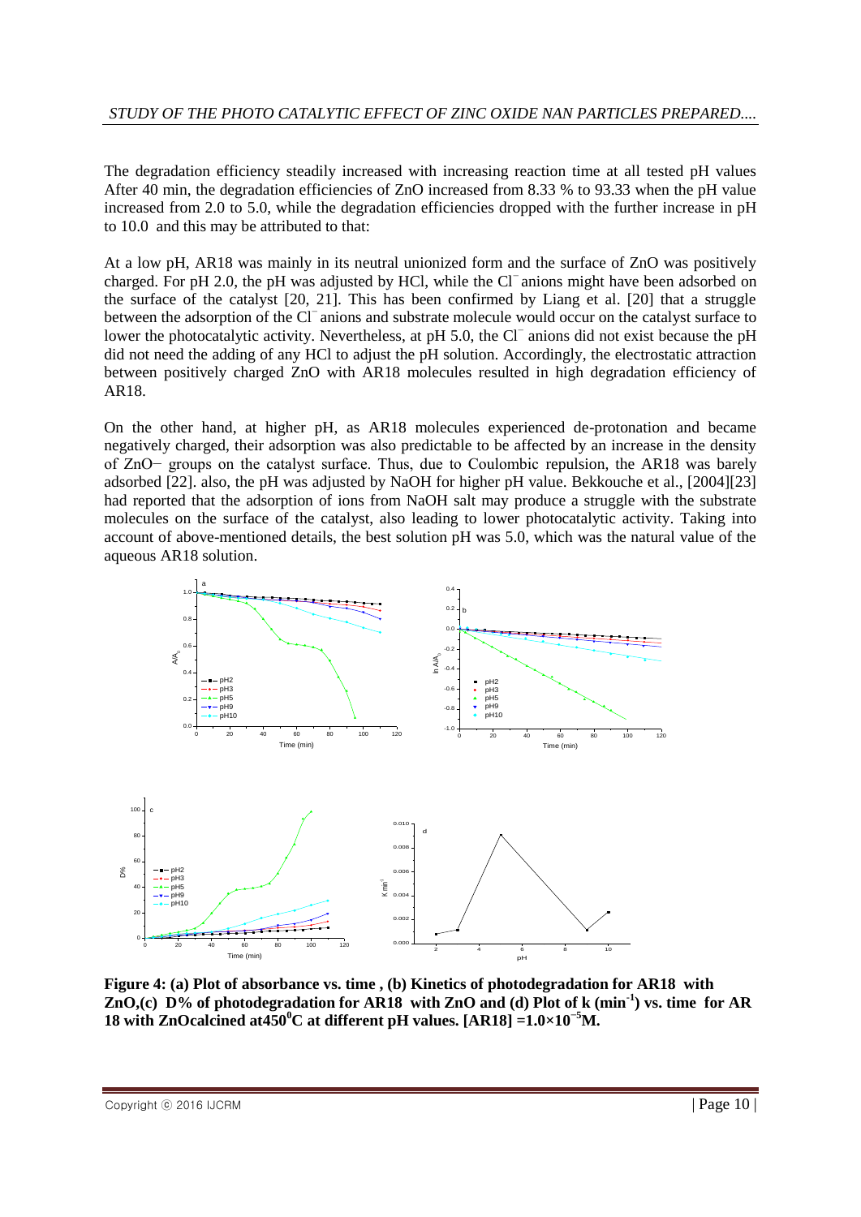The degradation efficiency steadily increased with increasing reaction time at all tested pH values After 40 min, the degradation efficiencies of ZnO increased from 8.33 % to 93.33 when the pH value increased from 2.0 to 5.0, while the degradation efficiencies dropped with the further increase in pH to 10.0 and this may be attributed to that:

At a low pH, AR18 was mainly in its neutral unionized form and the surface of ZnO was positively charged. For pH 2.0, the pH was adjusted by HCl, while the $Cl^-$ anions might have been adsorbed on the surface of the catalyst [20, 21]. This has been confirmed by Liang et al. [20] that a struggle between the adsorption of the $Cl^-$ anions and substrate molecule would occur on the catalyst surface to lower the photocatalytic activity. Nevertheless, at pH 5.0, the $Cl^-$ anions did not exist because the pH did not need the adding of any HCl to adjust the pH solution. Accordingly, the electrostatic attraction between positively charged ZnO with AR18 molecules resulted in high degradation efficiency of AR18.

On the other hand, at higher pH, as AR18 molecules experienced de-protonation and became negatively charged, their adsorption was also predictable to be affected by an increase in the density of $ZnO^-$ groups on the catalyst surface. Thus, due to Coulombic repulsion, the AR18 was barely adsorbed [22]. also, the pH was adjusted by NaOH for higher pH value. Bekkouche et al., [2004][23] had reported that the adsorption of ions from NaOH salt may produce a struggle with the substrate molecules on the surface of the catalyst, also leading to lower photocatalytic activity. Taking into account of above-mentioned details, the best solution pH was 5.0, which was the natural value of the aqueous AR18 solution.

**Figure 4: (a) Plot of absorbance vs. time , (b) Kinetics of photodegradation for AR18 with ZnO,(c) D% of photodegradation for AR18 with ZnO and (d) Plot of k ($min^{-1}$) vs. time for AR 18 with ZnOcalcined at450$^0$C at different pH values. [AR18] =1.0×10$^{-5}$M.**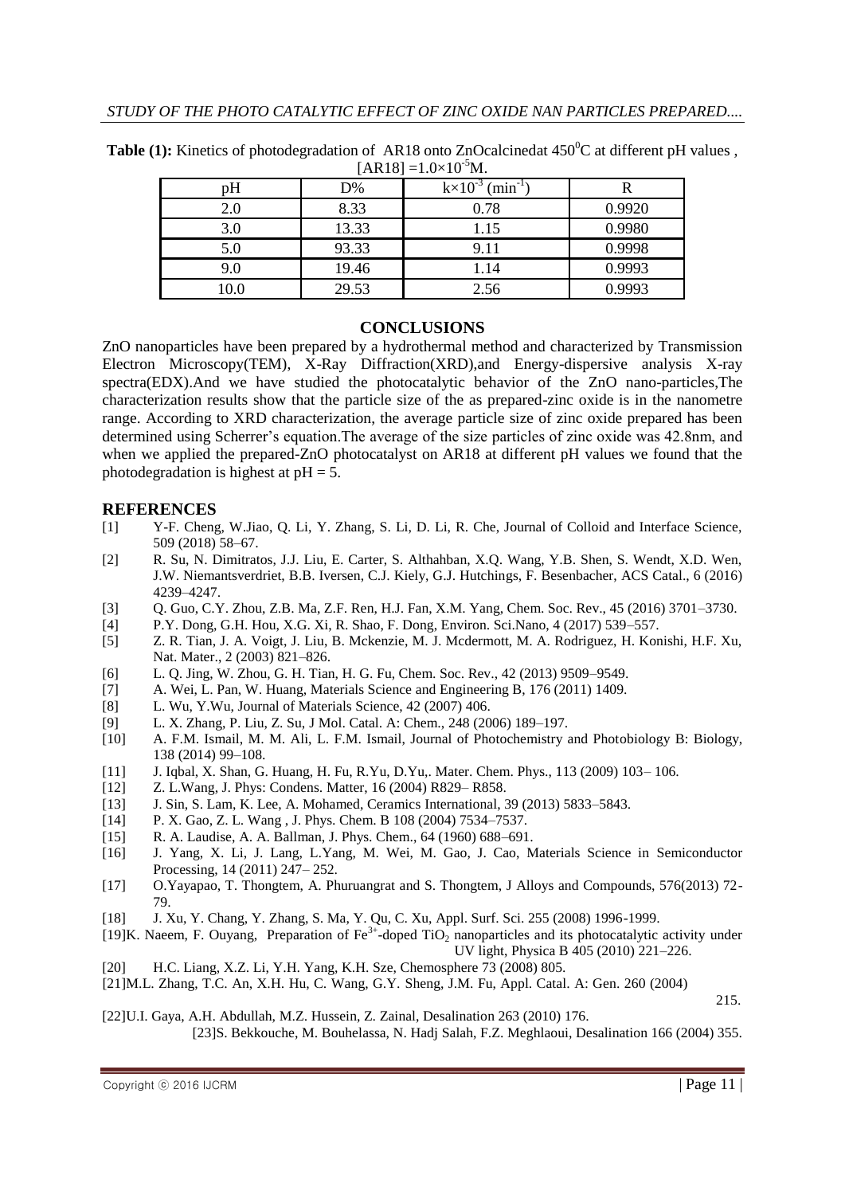**Table (1):** Kinetics of photodegradation of AR18 onto ZnOcalcinedat 450$^0$C at different pH values , [AR18] =1.0×10$^{-5}$M.

| pH | D% | k×10$^{-3}$ (min$^{-1}$) | R |
|---|---|---|---|
| 2.0 | 8.33 | 0.78 | 0.9920 |
| 3.0 | 13.33 | 1.15 | 0.9980 |
| 5.0 | 93.33 | 9.11 | 0.9998 |
| 9.0 | 19.46 | 1.14 | 0.9993 |
| 10.0 | 29.53 | 2.56 | 0.9993 |

## CONCLUSIONS

ZnO nanoparticles have been prepared by a hydrothermal method and characterized by Transmission Electron Microscopy(TEM), X-Ray Diffraction(XRD),and Energy-dispersive analysis X-ray spectra(EDX).And we have studied the photocatalytic behavior of the ZnO nano-particles,The characterization results show that the particle size of the as prepared-zinc oxide is in the nanometre range. According to XRD characterization, the average particle size of zinc oxide prepared has been determined using Scherrer's equation.The average of the size particles of zinc oxide was 42.8nm, and when we applied the prepared-ZnO photocatalyst on AR18 at different pH values we found that the photodegradation is highest at pH = 5.

## REFERENCES

[1] Y-F. Cheng, W.Jiao, Q. Li, Y. Zhang, S. Li, D. Li, R. Che, Journal of Colloid and Interface Science, 509 (2018) 58–67.

[2] R. Su, N. Dimitratos, J.J. Liu, E. Carter, S. Althahban, X.Q. Wang, Y.B. Shen, S. Wendt, X.D. Wen, J.W. Niemantsverdriet, B.B. Iversen, C.J. Kiely, G.J. Hutchings, F. Besenbacher, ACS Catal., 6 (2016) 4239–4247.

[3] Q. Guo, C.Y. Zhou, Z.B. Ma, Z.F. Ren, H.J. Fan, X.M. Yang, Chem. Soc. Rev., 45 (2016) 3701–3730.

[4] P.Y. Dong, G.H. Hou, X.G. Xi, R. Shao, F. Dong, Environ. Sci.Nano, 4 (2017) 539–557.

[5] Z. R. Tian, J. A. Voigt, J. Liu, B. Mckenzie, M. J. Mcdermott, M. A. Rodriguez, H. Konishi, H.F. Xu, Nat. Mater., 2 (2003) 821–826.

[6] L. Q. Jing, W. Zhou, G. H. Tian, H. G. Fu, Chem. Soc. Rev., 42 (2013) 9509–9549.

[7] A. Wei, L. Pan, W. Huang, Materials Science and Engineering B, 176 (2011) 1409.

[8] L. Wu, Y.Wu, Journal of Materials Science, 42 (2007) 406.

[9] L. X. Zhang, P. Liu, Z. Su, J Mol. Catal. A: Chem., 248 (2006) 189–197.

[10] A. F.M. Ismail, M. M. Ali, L. F.M. Ismail, Journal of Photochemistry and Photobiology B: Biology, 138 (2014) 99–108.

[11] J. Iqbal, X. Shan, G. Huang, H. Fu, R.Yu, D.Yu,. Mater. Chem. Phys., 113 (2009) 103– 106.

[12] Z. L.Wang, J. Phys: Condens. Matter, 16 (2004) R829– R858.

[13] J. Sin, S. Lam, K. Lee, A. Mohamed, Ceramics International, 39 (2013) 5833–5843.

[14] P. X. Gao, Z. L. Wang , J. Phys. Chem. B 108 (2004) 7534–7537.

[15] R. A. Laudise, A. A. Ballman, J. Phys. Chem., 64 (1960) 688–691.

[16] J. Yang, X. Li, J. Lang, L.Yang, M. Wei, M. Gao, J. Cao, Materials Science in Semiconductor Processing, 14 (2011) 247– 252.

[17] O.Yayapao, T. Thongtem, A. Phuruangrat and S. Thongtem, J Alloys and Compounds, 576(2013) 72-79.

[18] J. Xu, Y. Chang, Y. Zhang, S. Ma, Y. Qu, C. Xu, Appl. Surf. Sci. 255 (2008) 1996-1999.

[19]K. Naeem, F. Ouyang, Preparation of $Fe^{3+}$-doped $TiO_2$ nanoparticles and its photocatalytic activity under UV light, Physica B 405 (2010) 221–226.

[20] H.C. Liang, X.Z. Li, Y.H. Yang, K.H. Sze, Chemosphere 73 (2008) 805.

[21]M.L. Zhang, T.C. An, X.H. Hu, C. Wang, G.Y. Sheng, J.M. Fu, Appl. Catal. A: Gen. 260 (2004) 215.

[22]U.I. Gaya, A.H. Abdullah, M.Z. Hussein, Z. Zainal, Desalination 263 (2010) 176.

[23]S. Bekkouche, M. Bouhelassa, N. Hadj Salah, F.Z. Meghlaoui, Desalination 166 (2004) 355.